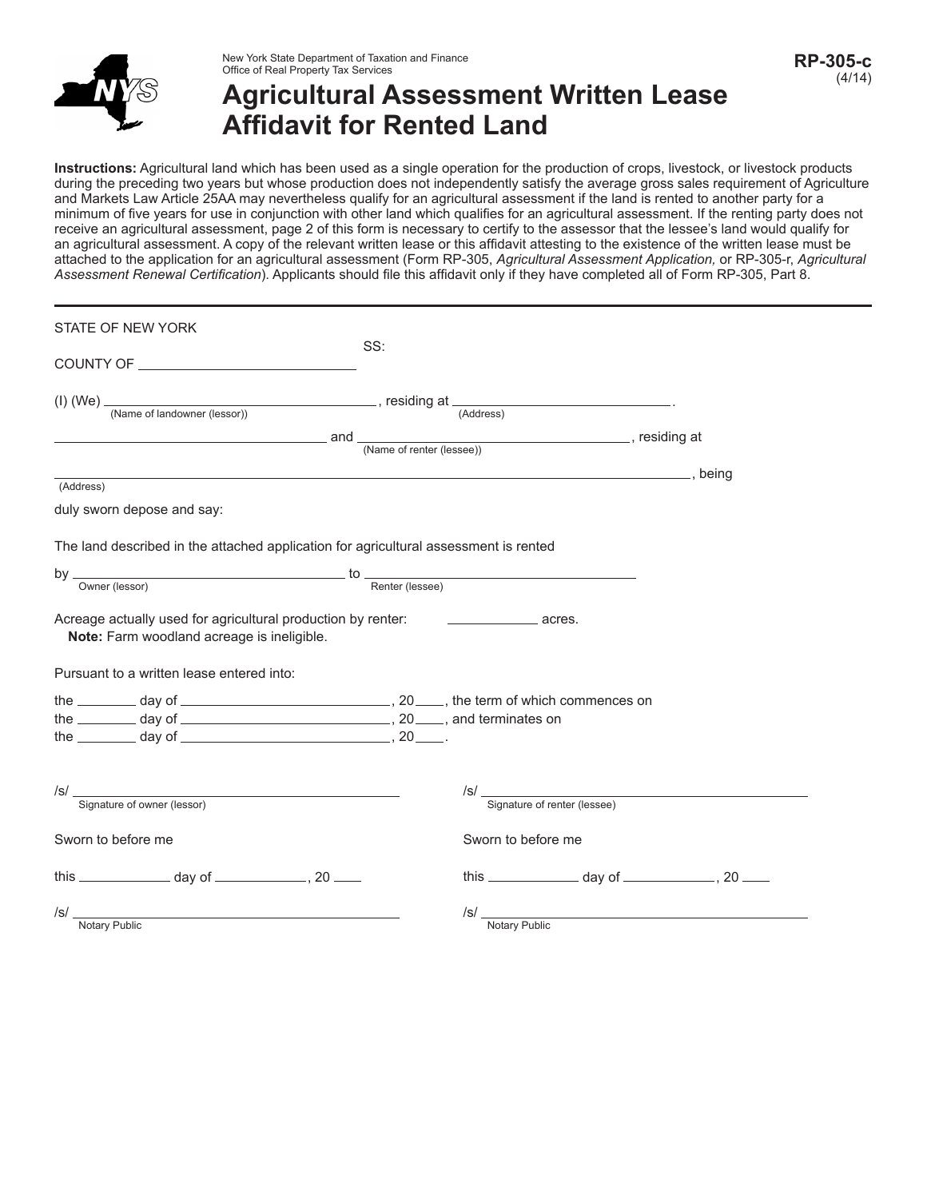New York State Department of Taxation and Finance
Office of Real Property Tax Services

**RP-305-c** (4/14)

# Agricultural Assessment Written Lease Affidavit for Rented Land

**Instructions:** Agricultural land which has been used as a single operation for the production of crops, livestock, or livestock products during the preceding two years but whose production does not independently satisfy the average gross sales requirement of Agriculture and Markets Law Article 25AA may nevertheless qualify for an agricultural assessment if the land is rented to another party for a minimum of five years for use in conjunction with other land which qualifies for an agricultural assessment. If the renting party does not receive an agricultural assessment, page 2 of this form is necessary to certify to the assessor that the lessee's land would qualify for an agricultural assessment. A copy of the relevant written lease or this affidavit attesting to the existence of the written lease must be attached to the application for an agricultural assessment (Form RP-305, *Agricultural Assessment Application,* or RP-305-r, *Agricultural Assessment Renewal Certification*). Applicants should file this affidavit only if they have completed all of Form RP-305, Part 8.

---

STATE OF NEW YORK

SS:

COUNTY OF ____________________

(I) (We) ______________________ (Name of landowner (lessor)), residing at ______________________ (Address).

______________________ and ______________________ (Name of renter (lessee)), residing at

______________________ (Address), being

duly sworn depose and say:

The land described in the attached application for agricultural assessment is rented

by ______________________ (Owner (lessor)) to ______________________ (Renter (lessee))

Acreage actually used for agricultural production by renter: __________ acres.
**Note:** Farm woodland acreage is ineligible.

Pursuant to a written lease entered into:

the ______ day of ______________________, 20____, the term of which commences on
the ______ day of ______________________, 20____, and terminates on
the ______ day of ______________________, 20____.

/s/ ______________________
Signature of owner (lessor)

Sworn to before me

this __________ day of __________, 20 ____

/s/ ______________________
Notary Public

/s/ ______________________
Signature of renter (lessee)

Sworn to before me

this __________ day of __________, 20 ____

/s/ ______________________
Notary Public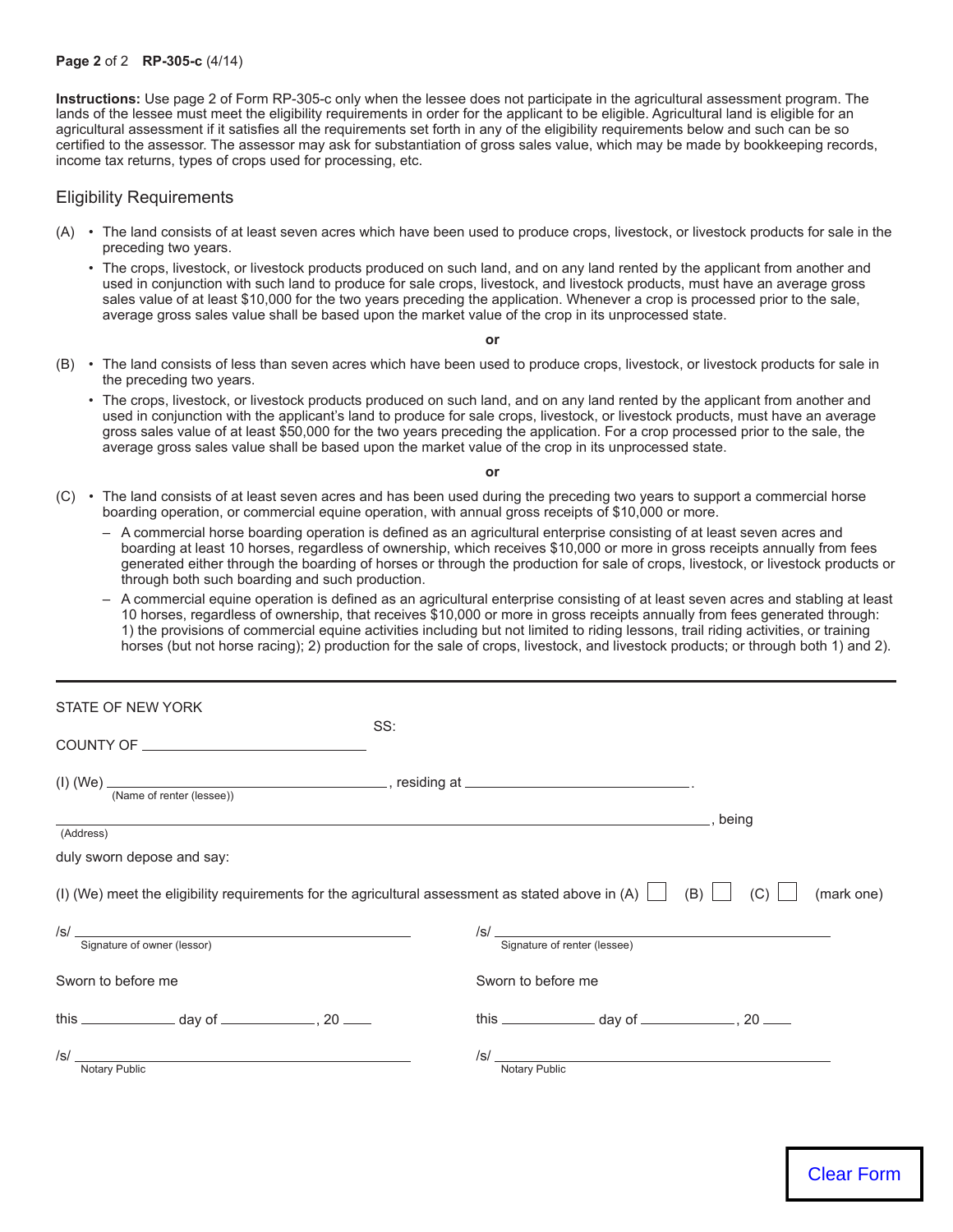**Instructions:** Use page 2 of Form RP-305-c only when the lessee does not participate in the agricultural assessment program. The lands of the lessee must meet the eligibility requirements in order for the applicant to be eligible. Agricultural land is eligible for an agricultural assessment if it satisfies all the requirements set forth in any of the eligibility requirements below and such can be so certified to the assessor. The assessor may ask for substantiation of gross sales value, which may be made by bookkeeping records, income tax returns, types of crops used for processing, etc.

## Eligibility Requirements

(A)
- The land consists of at least seven acres which have been used to produce crops, livestock, or livestock products for sale in the preceding two years.
- The crops, livestock, or livestock products produced on such land, and on any land rented by the applicant from another and used in conjunction with such land to produce for sale crops, livestock, and livestock products, must have an average gross sales value of at least $10,000 for the two years preceding the application. Whenever a crop is processed prior to the sale, average gross sales value shall be based upon the market value of the crop in its unprocessed state.

**or**

(B)
- The land consists of less than seven acres which have been used to produce crops, livestock, or livestock products for sale in the preceding two years.
- The crops, livestock, or livestock products produced on such land, and on any land rented by the applicant from another and used in conjunction with the applicant's land to produce for sale crops, livestock, or livestock products, must have an average gross sales value of at least $50,000 for the two years preceding the application. For a crop processed prior to the sale, the average gross sales value shall be based upon the market value of the crop in its unprocessed state.

**or**

(C)
- The land consists of at least seven acres and has been used during the preceding two years to support a commercial horse boarding operation, or commercial equine operation, with annual gross receipts of $10,000 or more.
  - A commercial horse boarding operation is defined as an agricultural enterprise consisting of at least seven acres and boarding at least 10 horses, regardless of ownership, which receives $10,000 or more in gross receipts annually from fees generated either through the boarding of horses or through the production for sale of crops, livestock, or livestock products or through both such boarding and such production.
  - A commercial equine operation is defined as an agricultural enterprise consisting of at least seven acres and stabling at least 10 horses, regardless of ownership, that receives $10,000 or more in gross receipts annually from fees generated through: 1) the provisions of commercial equine activities including but not limited to riding lessons, trail riding activities, or training horses (but not horse racing); 2) production for the sale of crops, livestock, and livestock products; or through both 1) and 2).

---

STATE OF NEW YORK

SS:

COUNTY OF ______________________

(I) (We) ______________________ (Name of renter (lessee)), residing at ______________________.

______________________ (Address), being

duly sworn depose and say:

(I) (We) meet the eligibility requirements for the agricultural assessment as stated above in (A) ☐ (B) ☐ (C) ☐ (mark one)

| | |
|---|---|
| /s/ ______________________ Signature of owner (lessor) | /s/ ______________________ Signature of renter (lessee) |
| Sworn to before me | Sworn to before me |
| this ________ day of ____________, 20 ____ | this ________ day of ____________, 20 ____ |
| /s/ ______________________ Notary Public | /s/ ______________________ Notary Public |

Clear Form